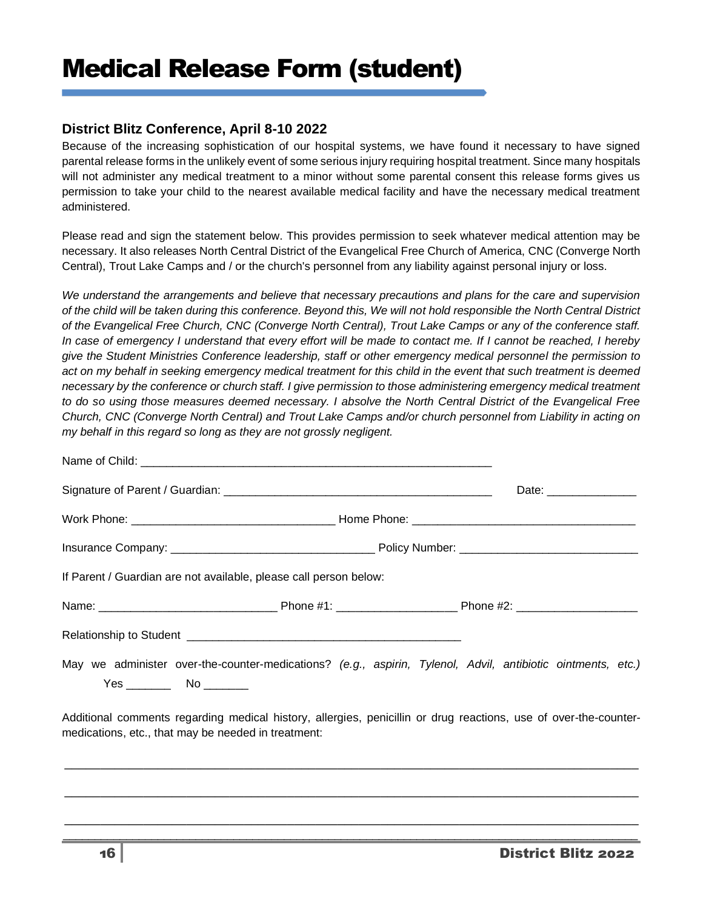# Medical Release Form (student)

### District Blitz Conference, April 8-10 2022

Because of the increasing sophistication of our hospital systems, we have found it necessary to have signed parental release forms in the unlikely event of some serious injury requiring hospital treatment. Since many hospitals will not administer any medical treatment to a minor without some parental consent this release forms gives us permission to take your child to the nearest available medical facility and have the necessary medical treatment administered.

Please read and sign the statement below. This provides permission to seek whatever medical attention may be necessary. It also releases North Central District of the Evangelical Free Church of America, CNC (Converge North Central), Trout Lake Camps and / or the church's personnel from any liability against personal injury or loss.

*We understand the arrangements and believe that necessary precautions and plans for the care and supervision of the child will be taken during this conference. Beyond this, We will not hold responsible the North Central District of the Evangelical Free Church, CNC (Converge North Central), Trout Lake Camps or any of the conference staff. In case of emergency I understand that every effort will be made to contact me. If I cannot be reached, I hereby give the Student Ministries Conference leadership, staff or other emergency medical personnel the permission to act on my behalf in seeking emergency medical treatment for this child in the event that such treatment is deemed necessary by the conference or church staff. I give permission to those administering emergency medical treatment to do so using those measures deemed necessary. I absolve the North Central District of the Evangelical Free Church, CNC (Converge North Central) and Trout Lake Camps and/or church personnel from Liability in acting on my behalf in this regard so long as they are not grossly negligent.*

Name of Child: ________________________________________________________

Signature of Parent / Guardian: ___________________________________________ Date: ______________

Work Phone: _______________________________ Home Phone: __________________________________

Insurance Company: _______________________________ Policy Number: ___________________________

If Parent / Guardian are not available, please call person below:

Name: ___________________________ Phone #1: __________________ Phone #2: __________________

Relationship to Student ___________________________________________

May we administer over-the-counter-medications? *(e.g., aspirin, Tylenol, Advil, antibiotic ointments, etc.)*
Yes _______ No _______

Additional comments regarding medical history, allergies, penicillin or drug reactions, use of over-the-counter-medications, etc., that may be needed in treatment:

_______________________________________________________________________________

_______________________________________________________________________________

_______________________________________________________________________________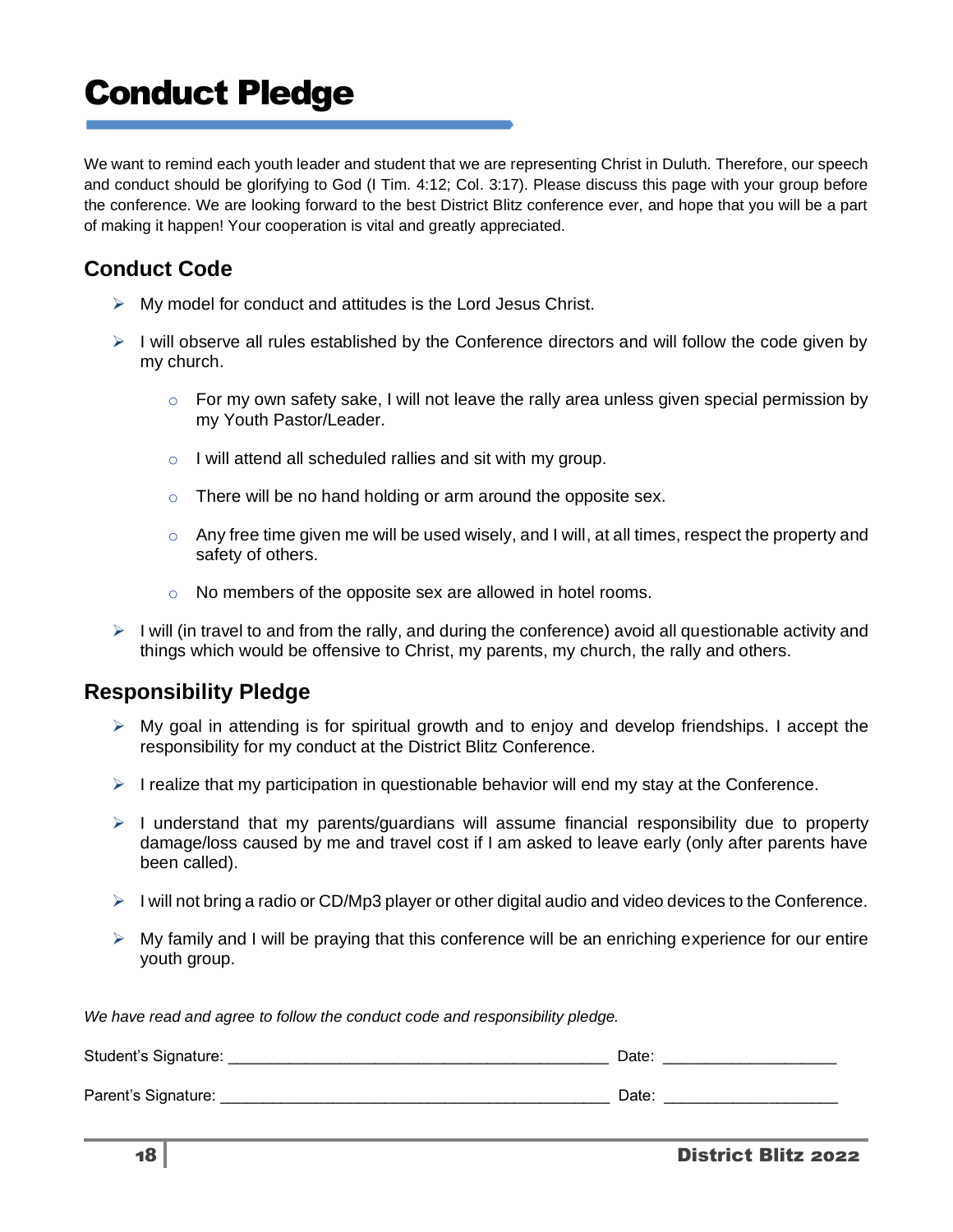# Conduct Pledge

We want to remind each youth leader and student that we are representing Christ in Duluth. Therefore, our speech and conduct should be glorifying to God (I Tim. 4:12; Col. 3:17). Please discuss this page with your group before the conference. We are looking forward to the best District Blitz conference ever, and hope that you will be a part of making it happen! Your cooperation is vital and greatly appreciated.

## Conduct Code

- My model for conduct and attitudes is the Lord Jesus Christ.
- I will observe all rules established by the Conference directors and will follow the code given by my church.
  - For my own safety sake, I will not leave the rally area unless given special permission by my Youth Pastor/Leader.
  - I will attend all scheduled rallies and sit with my group.
  - There will be no hand holding or arm around the opposite sex.
  - Any free time given me will be used wisely, and I will, at all times, respect the property and safety of others.
  - No members of the opposite sex are allowed in hotel rooms.
- I will (in travel to and from the rally, and during the conference) avoid all questionable activity and things which would be offensive to Christ, my parents, my church, the rally and others.

## Responsibility Pledge

- My goal in attending is for spiritual growth and to enjoy and develop friendships. I accept the responsibility for my conduct at the District Blitz Conference.
- I realize that my participation in questionable behavior will end my stay at the Conference.
- I understand that my parents/guardians will assume financial responsibility due to property damage/loss caused by me and travel cost if I am asked to leave early (only after parents have been called).
- I will not bring a radio or CD/Mp3 player or other digital audio and video devices to the Conference.
- My family and I will be praying that this conference will be an enriching experience for our entire youth group.

*We have read and agree to follow the conduct code and responsibility pledge.*

Student's Signature: ____________________________________________ Date: ___________________

Parent's Signature: _____________________________________________ Date: ___________________